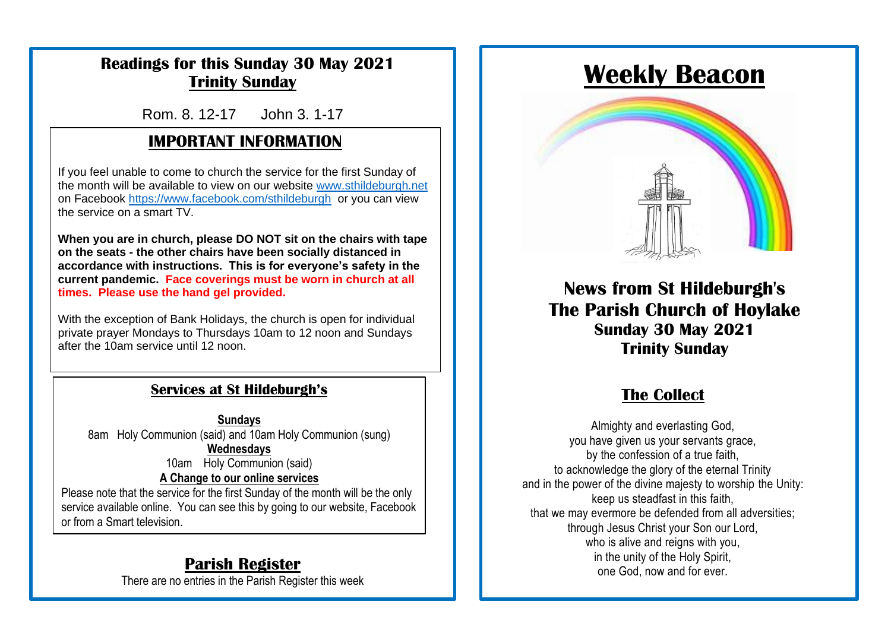## Readings for this Sunday 30 May 2021
## Trinity Sunday

Rom. 8. 12-17 John 3. 1-17

## IMPORTANT INFORMATION

If you feel unable to come to church the service for the first Sunday of the month will be available to view on our website www.sthildeburgh.net on Facebook https://www.facebook.com/sthildeburgh or you can view the service on a smart TV.

**When you are in church, please DO NOT sit on the chairs with tape on the seats - the other chairs have been socially distanced in accordance with instructions. This is for everyone's safety in the current pandemic. Face coverings must be worn in church at all times. Please use the hand gel provided.**

With the exception of Bank Holidays, the church is open for individual private prayer Mondays to Thursdays 10am to 12 noon and Sundays after the 10am service until 12 noon.

## Services at St Hildeburgh's

**Sundays**

8am Holy Communion (said) and 10am Holy Communion (sung)

**Wednesdays**

10am Holy Communion (said)

**A Change to our online services**

Please note that the service for the first Sunday of the month will be the only service available online. You can see this by going to our website, Facebook or from a Smart television.

## Parish Register

There are no entries in the Parish Register this week

# Weekly Beacon

## News from St Hildeburgh's
## The Parish Church of Hoylake
### Sunday 30 May 2021
### Trinity Sunday

## The Collect

Almighty and everlasting God,
you have given us your servants grace,
by the confession of a true faith,
to acknowledge the glory of the eternal Trinity
and in the power of the divine majesty to worship the Unity:
keep us steadfast in this faith,
that we may evermore be defended from all adversities;
through Jesus Christ your Son our Lord,
who is alive and reigns with you,
in the unity of the Holy Spirit,
one God, now and for ever.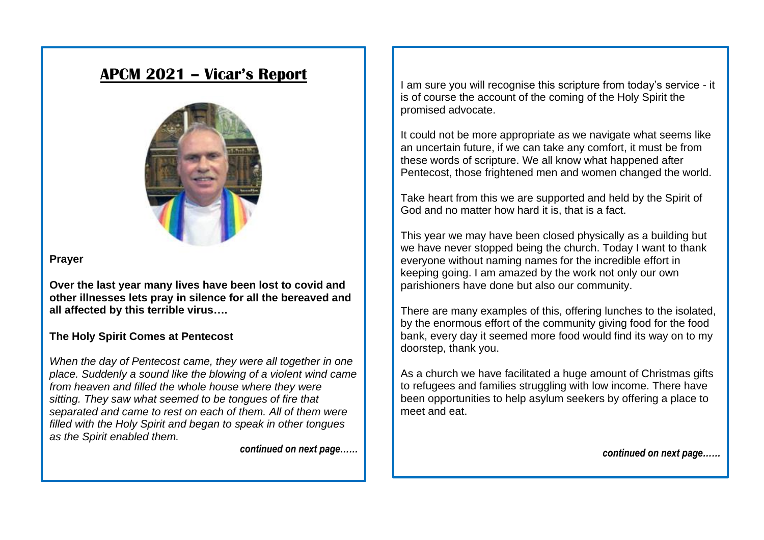# APCM 2021 – Vicar's Report

**Prayer**

**Over the last year many lives have been lost to covid and other illnesses lets pray in silence for all the bereaved and all affected by this terrible virus….**

**The Holy Spirit Comes at Pentecost**

*When the day of Pentecost came, they were all together in one place. Suddenly a sound like the blowing of a violent wind came from heaven and filled the whole house where they were sitting. They saw what seemed to be tongues of fire that separated and came to rest on each of them. All of them were filled with the Holy Spirit and began to speak in other tongues as the Spirit enabled them.*

***continued on next page……***

I am sure you will recognise this scripture from today's service - it is of course the account of the coming of the Holy Spirit the promised advocate.

It could not be more appropriate as we navigate what seems like an uncertain future, if we can take any comfort, it must be from these words of scripture. We all know what happened after Pentecost, those frightened men and women changed the world.

Take heart from this we are supported and held by the Spirit of God and no matter how hard it is, that is a fact.

This year we may have been closed physically as a building but we have never stopped being the church. Today I want to thank everyone without naming names for the incredible effort in keeping going. I am amazed by the work not only our own parishioners have done but also our community.

There are many examples of this, offering lunches to the isolated, by the enormous effort of the community giving food for the food bank, every day it seemed more food would find its way on to my doorstep, thank you.

As a church we have facilitated a huge amount of Christmas gifts to refugees and families struggling with low income. There have been opportunities to help asylum seekers by offering a place to meet and eat.

***continued on next page……***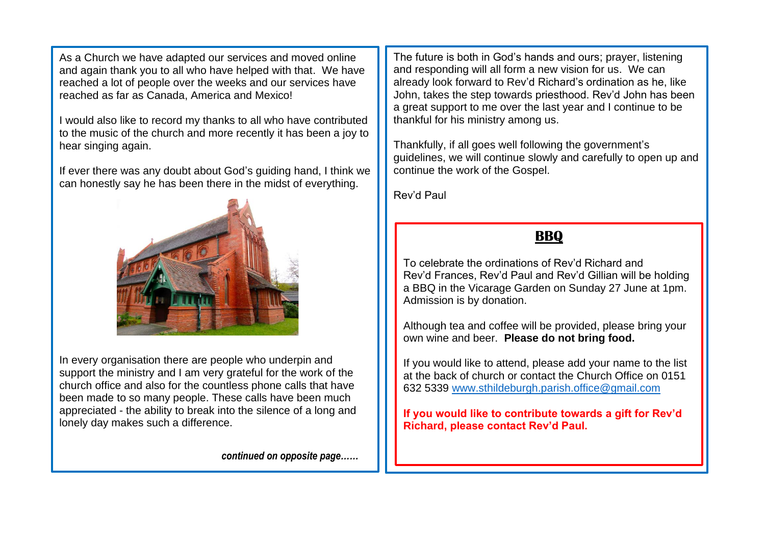As a Church we have adapted our services and moved online and again thank you to all who have helped with that. We have reached a lot of people over the weeks and our services have reached as far as Canada, America and Mexico!

I would also like to record my thanks to all who have contributed to the music of the church and more recently it has been a joy to hear singing again.

If ever there was any doubt about God's guiding hand, I think we can honestly say he has been there in the midst of everything.

In every organisation there are people who underpin and support the ministry and I am very grateful for the work of the church office and also for the countless phone calls that have been made to so many people. These calls have been much appreciated - the ability to break into the silence of a long and lonely day makes such a difference.

*continued on opposite page……*

The future is both in God's hands and ours; prayer, listening and responding will all form a new vision for us. We can already look forward to Rev'd Richard's ordination as he, like John, takes the step towards priesthood. Rev'd John has been a great support to me over the last year and I continue to be thankful for his ministry among us.

Thankfully, if all goes well following the government's guidelines, we will continue slowly and carefully to open up and continue the work of the Gospel.

Rev'd Paul

## BBQ

To celebrate the ordinations of Rev'd Richard and Rev'd Frances, Rev'd Paul and Rev'd Gillian will be holding a BBQ in the Vicarage Garden on Sunday 27 June at 1pm. Admission is by donation.

Although tea and coffee will be provided, please bring your own wine and beer. **Please do not bring food.**

If you would like to attend, please add your name to the list at the back of church or contact the Church Office on 0151 632 5339 www.sthildeburgh.parish.office@gmail.com

**If you would like to contribute towards a gift for Rev'd Richard, please contact Rev'd Paul.**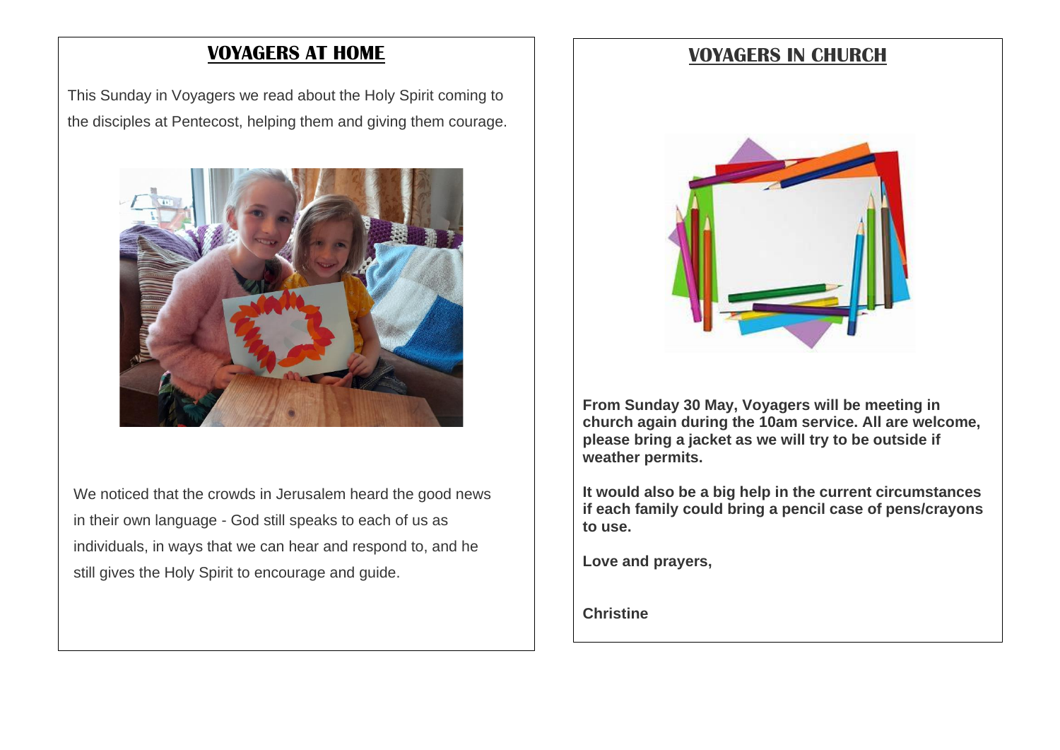## VOYAGERS AT HOME

This Sunday in Voyagers we read about the Holy Spirit coming to the disciples at Pentecost, helping them and giving them courage.

We noticed that the crowds in Jerusalem heard the good news in their own language - God still speaks to each of us as individuals, in ways that we can hear and respond to, and he still gives the Holy Spirit to encourage and guide.

## VOYAGERS IN CHURCH

**From Sunday 30 May, Voyagers will be meeting in church again during the 10am service. All are welcome, please bring a jacket as we will try to be outside if weather permits.**

**It would also be a big help in the current circumstances if each family could bring a pencil case of pens/crayons to use.**

**Love and prayers,**

**Christine**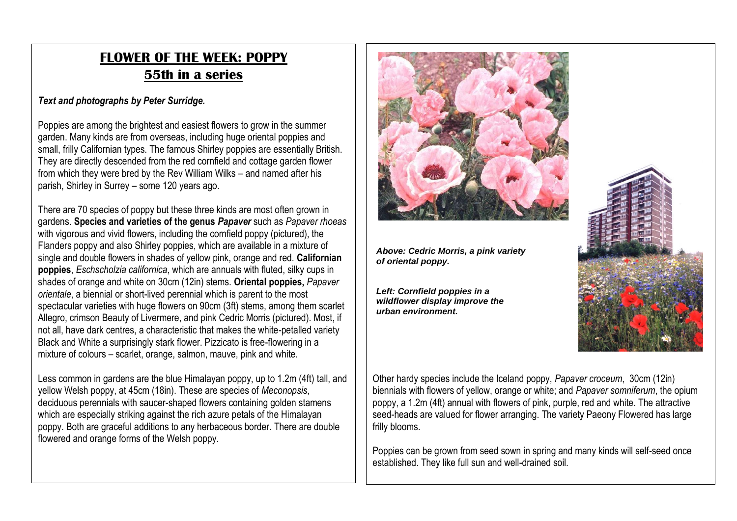# FLOWER OF THE WEEK: POPPY
## 55th in a series

***Text and photographs by Peter Surridge.***

Poppies are among the brightest and easiest flowers to grow in the summer garden. Many kinds are from overseas, including huge oriental poppies and small, frilly Californian types. The famous Shirley poppies are essentially British. They are directly descended from the red cornfield and cottage garden flower from which they were bred by the Rev William Wilks – and named after his parish, Shirley in Surrey – some 120 years ago.

There are 70 species of poppy but these three kinds are most often grown in gardens. **Species and varieties of the genus *Papaver*** such as *Papaver rhoeas* with vigorous and vivid flowers, including the cornfield poppy (pictured), the Flanders poppy and also Shirley poppies, which are available in a mixture of single and double flowers in shades of yellow pink, orange and red. **Californian poppies**, *Eschscholzia californica*, which are annuals with fluted, silky cups in shades of orange and white on 30cm (12in) stems. **Oriental poppies,** *Papaver orientale*, a biennial or short-lived perennial which is parent to the most spectacular varieties with huge flowers on 90cm (3ft) stems, among them scarlet Allegro, crimson Beauty of Livermere, and pink Cedric Morris (pictured). Most, if not all, have dark centres, a characteristic that makes the white-petalled variety Black and White a surprisingly stark flower. Pizzicato is free-flowering in a mixture of colours – scarlet, orange, salmon, mauve, pink and white.

Less common in gardens are the blue Himalayan poppy, up to 1.2m (4ft) tall, and yellow Welsh poppy, at 45cm (18in). These are species of *Meconopsis*, deciduous perennials with saucer-shaped flowers containing golden stamens which are especially striking against the rich azure petals of the Himalayan poppy. Both are graceful additions to any herbaceous border. There are double flowered and orange forms of the Welsh poppy.

***Above: Cedric Morris, a pink variety of oriental poppy.***

***Left: Cornfield poppies in a wildflower display improve the urban environment.***

Other hardy species include the Iceland poppy, *Papaver croceum*, 30cm (12in) biennials with flowers of yellow, orange or white; and *Papaver somniferum*, the opium poppy, a 1.2m (4ft) annual with flowers of pink, purple, red and white. The attractive seed-heads are valued for flower arranging. The variety Paeony Flowered has large frilly blooms.

Poppies can be grown from seed sown in spring and many kinds will self-seed once established. They like full sun and well-drained soil.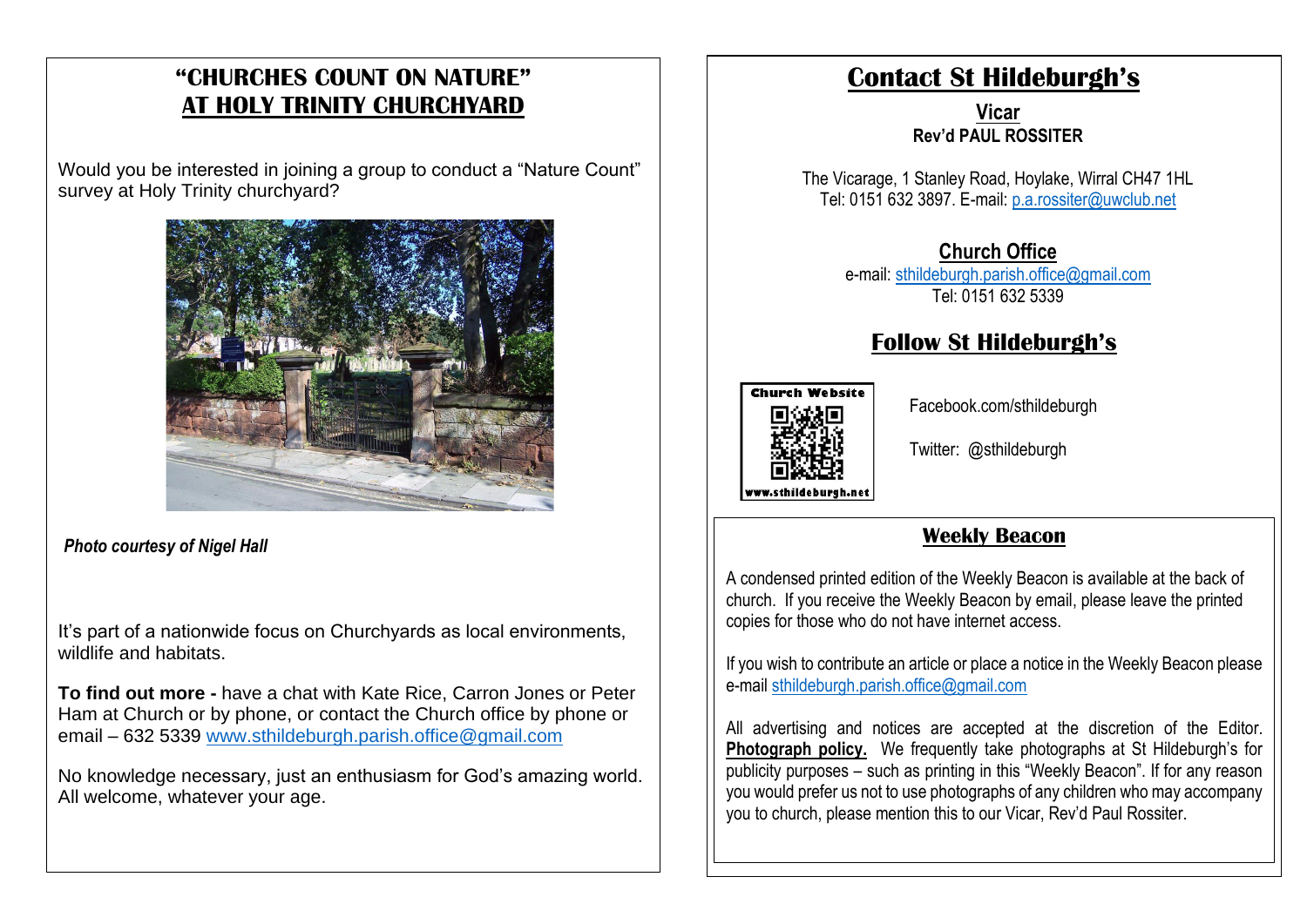## "CHURCHES COUNT ON NATURE" AT HOLY TRINITY CHURCHYARD

Would you be interested in joining a group to conduct a "Nature Count" survey at Holy Trinity churchyard?

***Photo courtesy of Nigel Hall***

It's part of a nationwide focus on Churchyards as local environments, wildlife and habitats.

**To find out more -** have a chat with Kate Rice, Carron Jones or Peter Ham at Church or by phone, or contact the Church office by phone or email – 632 5339 www.sthildeburgh.parish.office@gmail.com

No knowledge necessary, just an enthusiasm for God's amazing world. All welcome, whatever your age.

## Contact St Hildeburgh's

### Vicar

**Rev'd PAUL ROSSITER**

The Vicarage, 1 Stanley Road, Hoylake, Wirral CH47 1HL
Tel: 0151 632 3897. E-mail: p.a.rossiter@uwclub.net

### Church Office

e-mail: sthildeburgh.parish.office@gmail.com
Tel: 0151 632 5339

## Follow St Hildeburgh's

Church Website
www.sthildeburgh.net

Facebook.com/sthildeburgh

Twitter: @sthildeburgh

## Weekly Beacon

A condensed printed edition of the Weekly Beacon is available at the back of church. If you receive the Weekly Beacon by email, please leave the printed copies for those who do not have internet access.

If you wish to contribute an article or place a notice in the Weekly Beacon please e-mail sthildeburgh.parish.office@gmail.com

All advertising and notices are accepted at the discretion of the Editor. **Photograph policy.** We frequently take photographs at St Hildeburgh's for publicity purposes – such as printing in this "Weekly Beacon". If for any reason you would prefer us not to use photographs of any children who may accompany you to church, please mention this to our Vicar, Rev'd Paul Rossiter.